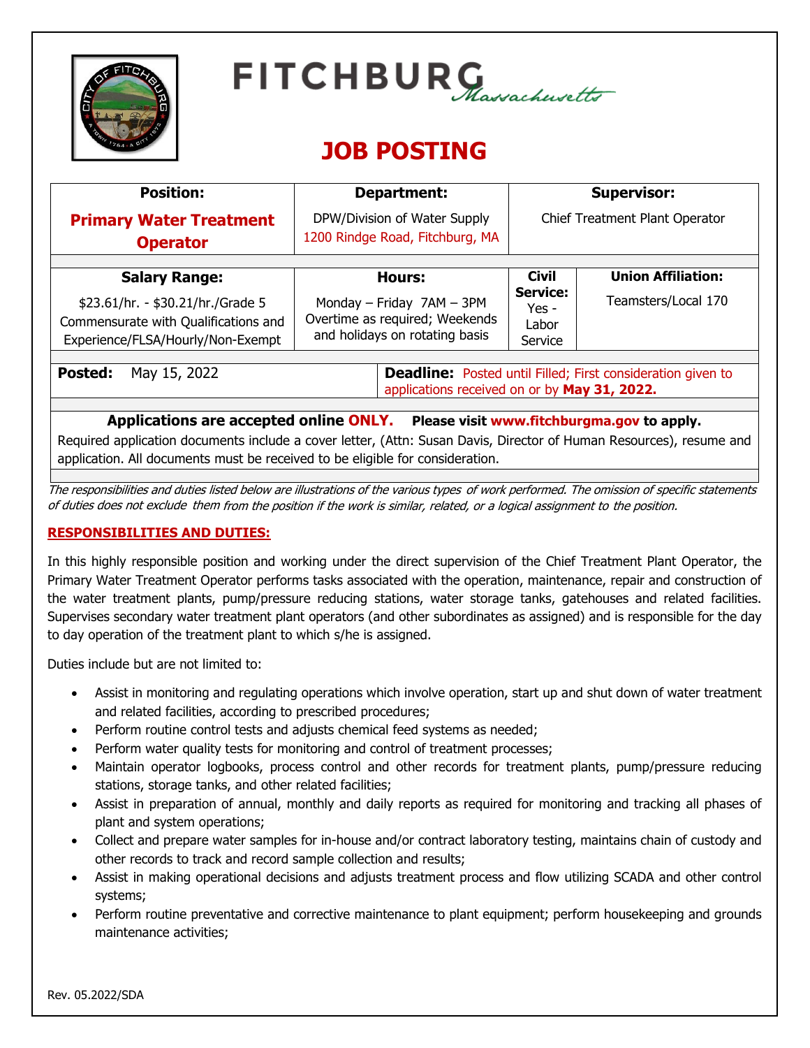# FITCHBURG *Massachusetts*

# JOB POSTING

| Position: | Department: | Supervisor: | |
|---|---|---|---|
| **Primary Water Treatment Operator** | DPW/Division of Water Supply<br>1200 Rindge Road, Fitchburg, MA | Chief Treatment Plant Operator | |
| **Salary Range:** | **Hours:** | **Civil Service:** | **Union Affiliation:** |
| $23.61/hr. - $30.21/hr./Grade 5<br>Commensurate with Qualifications and Experience/FLSA/Hourly/Non-Exempt | Monday – Friday 7AM – 3PM<br>Overtime as required; Weekends and holidays on rotating basis | Yes - Labor Service | Teamsters/Local 170 |

**Posted:** May 15, 2022

**Deadline:** Posted until Filled; First consideration given to applications received on or by **May 31, 2022.**

**Applications are accepted online ONLY. Please visit www.fitchburgma.gov to apply.**

Required application documents include a cover letter, (Attn: Susan Davis, Director of Human Resources), resume and application. All documents must be received to be eligible for consideration.

*The responsibilities and duties listed below are illustrations of the various types of work performed. The omission of specific statements of duties does not exclude them from the position if the work is similar, related, or a logical assignment to the position.*

## RESPONSIBILITIES AND DUTIES:

In this highly responsible position and working under the direct supervision of the Chief Treatment Plant Operator, the Primary Water Treatment Operator performs tasks associated with the operation, maintenance, repair and construction of the water treatment plants, pump/pressure reducing stations, water storage tanks, gatehouses and related facilities. Supervises secondary water treatment plant operators (and other subordinates as assigned) and is responsible for the day to day operation of the treatment plant to which s/he is assigned.

Duties include but are not limited to:

- Assist in monitoring and regulating operations which involve operation, start up and shut down of water treatment and related facilities, according to prescribed procedures;
- Perform routine control tests and adjusts chemical feed systems as needed;
- Perform water quality tests for monitoring and control of treatment processes;
- Maintain operator logbooks, process control and other records for treatment plants, pump/pressure reducing stations, storage tanks, and other related facilities;
- Assist in preparation of annual, monthly and daily reports as required for monitoring and tracking all phases of plant and system operations;
- Collect and prepare water samples for in-house and/or contract laboratory testing, maintains chain of custody and other records to track and record sample collection and results;
- Assist in making operational decisions and adjusts treatment process and flow utilizing SCADA and other control systems;
- Perform routine preventative and corrective maintenance to plant equipment; perform housekeeping and grounds maintenance activities;

Rev. 05.2022/SDA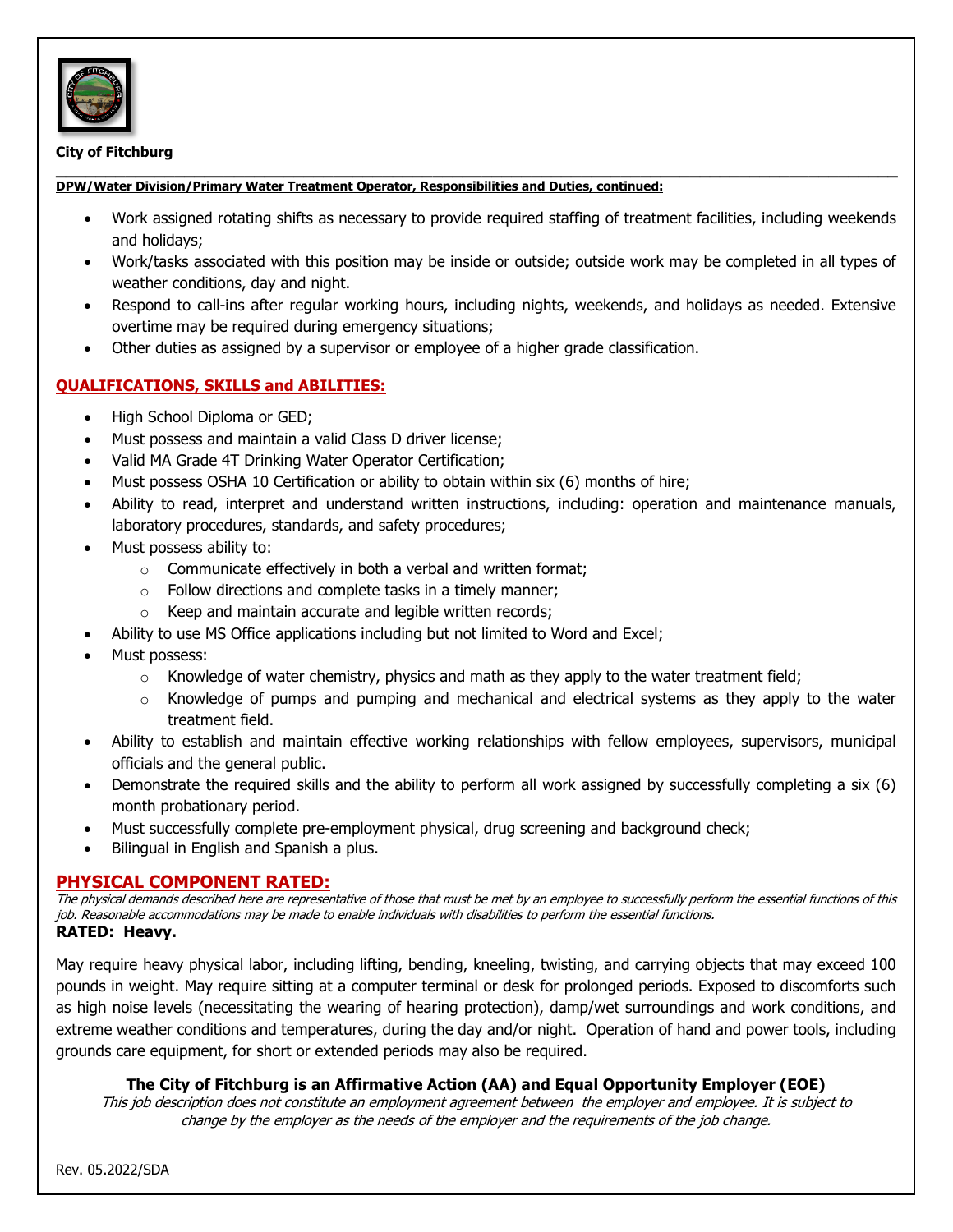**City of Fitchburg**

**DPW/Water Division/Primary Water Treatment Operator, Responsibilities and Duties, continued:**

- Work assigned rotating shifts as necessary to provide required staffing of treatment facilities, including weekends and holidays;
- Work/tasks associated with this position may be inside or outside; outside work may be completed in all types of weather conditions, day and night.
- Respond to call-ins after regular working hours, including nights, weekends, and holidays as needed. Extensive overtime may be required during emergency situations;
- Other duties as assigned by a supervisor or employee of a higher grade classification.

## QUALIFICATIONS, SKILLS and ABILITIES:

- High School Diploma or GED;
- Must possess and maintain a valid Class D driver license;
- Valid MA Grade 4T Drinking Water Operator Certification;
- Must possess OSHA 10 Certification or ability to obtain within six (6) months of hire;
- Ability to read, interpret and understand written instructions, including: operation and maintenance manuals, laboratory procedures, standards, and safety procedures;
- Must possess ability to:
  - Communicate effectively in both a verbal and written format;
  - Follow directions and complete tasks in a timely manner;
  - Keep and maintain accurate and legible written records;
- Ability to use MS Office applications including but not limited to Word and Excel;
- Must possess:
  - Knowledge of water chemistry, physics and math as they apply to the water treatment field;
  - Knowledge of pumps and pumping and mechanical and electrical systems as they apply to the water treatment field.
- Ability to establish and maintain effective working relationships with fellow employees, supervisors, municipal officials and the general public.
- Demonstrate the required skills and the ability to perform all work assigned by successfully completing a six (6) month probationary period.
- Must successfully complete pre-employment physical, drug screening and background check;
- Bilingual in English and Spanish a plus.

## PHYSICAL COMPONENT RATED:

*The physical demands described here are representative of those that must be met by an employee to successfully perform the essential functions of this job. Reasonable accommodations may be made to enable individuals with disabilities to perform the essential functions.*

**RATED: Heavy.**

May require heavy physical labor, including lifting, bending, kneeling, twisting, and carrying objects that may exceed 100 pounds in weight. May require sitting at a computer terminal or desk for prolonged periods. Exposed to discomforts such as high noise levels (necessitating the wearing of hearing protection), damp/wet surroundings and work conditions, and extreme weather conditions and temperatures, during the day and/or night. Operation of hand and power tools, including grounds care equipment, for short or extended periods may also be required.

**The City of Fitchburg is an Affirmative Action (AA) and Equal Opportunity Employer (EOE)**

*This job description does not constitute an employment agreement between the employer and employee. It is subject to change by the employer as the needs of the employer and the requirements of the job change.*

Rev. 05.2022/SDA